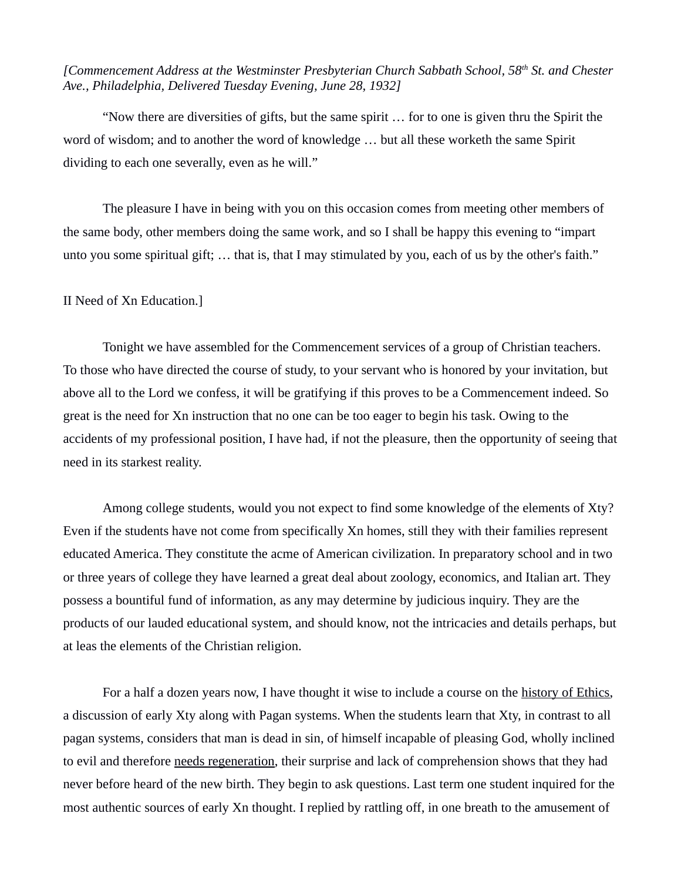*[Commencement Address at the Westminster Presbyterian Church Sabbath School, 58th St. and Chester Ave., Philadelphia, Delivered Tuesday Evening, June 28, 1932]*

"Now there are diversities of gifts, but the same spirit … for to one is given thru the Spirit the word of wisdom; and to another the word of knowledge … but all these worketh the same Spirit dividing to each one severally, even as he will."

The pleasure I have in being with you on this occasion comes from meeting other members of the same body, other members doing the same work, and so I shall be happy this evening to "impart unto you some spiritual gift; … that is, that I may stimulated by you, each of us by the other's faith."

II Need of Xn Education.]

Tonight we have assembled for the Commencement services of a group of Christian teachers. To those who have directed the course of study, to your servant who is honored by your invitation, but above all to the Lord we confess, it will be gratifying if this proves to be a Commencement indeed. So great is the need for Xn instruction that no one can be too eager to begin his task. Owing to the accidents of my professional position, I have had, if not the pleasure, then the opportunity of seeing that need in its starkest reality.

Among college students, would you not expect to find some knowledge of the elements of Xty? Even if the students have not come from specifically Xn homes, still they with their families represent educated America. They constitute the acme of American civilization. In preparatory school and in two or three years of college they have learned a great deal about zoology, economics, and Italian art. They possess a bountiful fund of information, as any may determine by judicious inquiry. They are the products of our lauded educational system, and should know, not the intricacies and details perhaps, but at leas the elements of the Christian religion.

For a half a dozen years now, I have thought it wise to include a course on the <u>history of Ethics</u>, a discussion of early Xty along with Pagan systems. When the students learn that Xty, in contrast to all pagan systems, considers that man is dead in sin, of himself incapable of pleasing God, wholly inclined to evil and therefore <u>needs regeneration</u>, their surprise and lack of comprehension shows that they had never before heard of the new birth. They begin to ask questions. Last term one student inquired for the most authentic sources of early Xn thought. I replied by rattling off, in one breath to the amusement of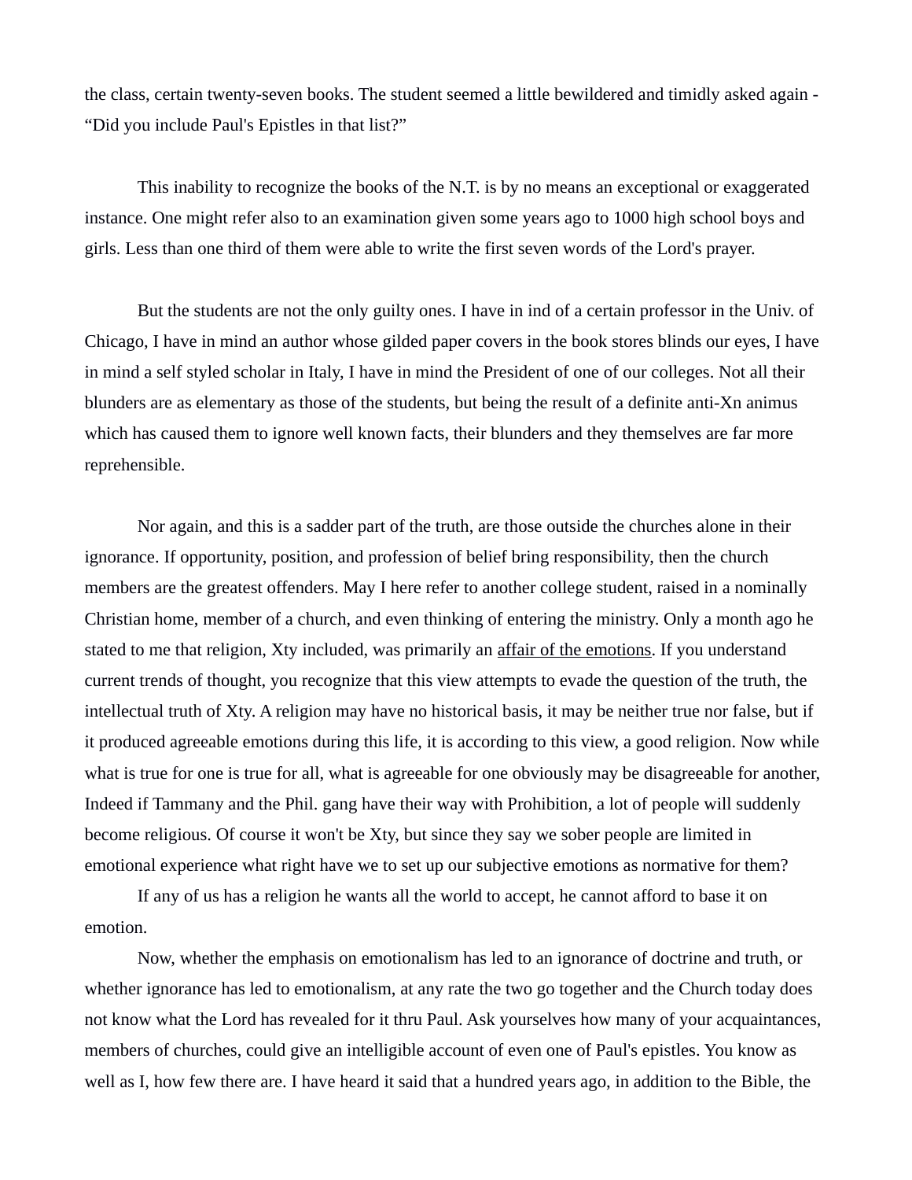the class, certain twenty-seven books. The student seemed a little bewildered and timidly asked again - "Did you include Paul's Epistles in that list?"

This inability to recognize the books of the N.T. is by no means an exceptional or exaggerated instance. One might refer also to an examination given some years ago to 1000 high school boys and girls. Less than one third of them were able to write the first seven words of the Lord's prayer.

But the students are not the only guilty ones. I have in ind of a certain professor in the Univ. of Chicago, I have in mind an author whose gilded paper covers in the book stores blinds our eyes, I have in mind a self styled scholar in Italy, I have in mind the President of one of our colleges. Not all their blunders are as elementary as those of the students, but being the result of a definite anti-Xn animus which has caused them to ignore well known facts, their blunders and they themselves are far more reprehensible.

Nor again, and this is a sadder part of the truth, are those outside the churches alone in their ignorance. If opportunity, position, and profession of belief bring responsibility, then the church members are the greatest offenders. May I here refer to another college student, raised in a nominally Christian home, member of a church, and even thinking of entering the ministry. Only a month ago he stated to me that religion, Xty included, was primarily an <u>affair of the emotions</u>. If you understand current trends of thought, you recognize that this view attempts to evade the question of the truth, the intellectual truth of Xty. A religion may have no historical basis, it may be neither true nor false, but if it produced agreeable emotions during this life, it is according to this view, a good religion. Now while what is true for one is true for all, what is agreeable for one obviously may be disagreeable for another, Indeed if Tammany and the Phil. gang have their way with Prohibition, a lot of people will suddenly become religious. Of course it won't be Xty, but since they say we sober people are limited in emotional experience what right have we to set up our subjective emotions as normative for them?

If any of us has a religion he wants all the world to accept, he cannot afford to base it on emotion.

Now, whether the emphasis on emotionalism has led to an ignorance of doctrine and truth, or whether ignorance has led to emotionalism, at any rate the two go together and the Church today does not know what the Lord has revealed for it thru Paul. Ask yourselves how many of your acquaintances, members of churches, could give an intelligible account of even one of Paul's epistles. You know as well as I, how few there are. I have heard it said that a hundred years ago, in addition to the Bible, the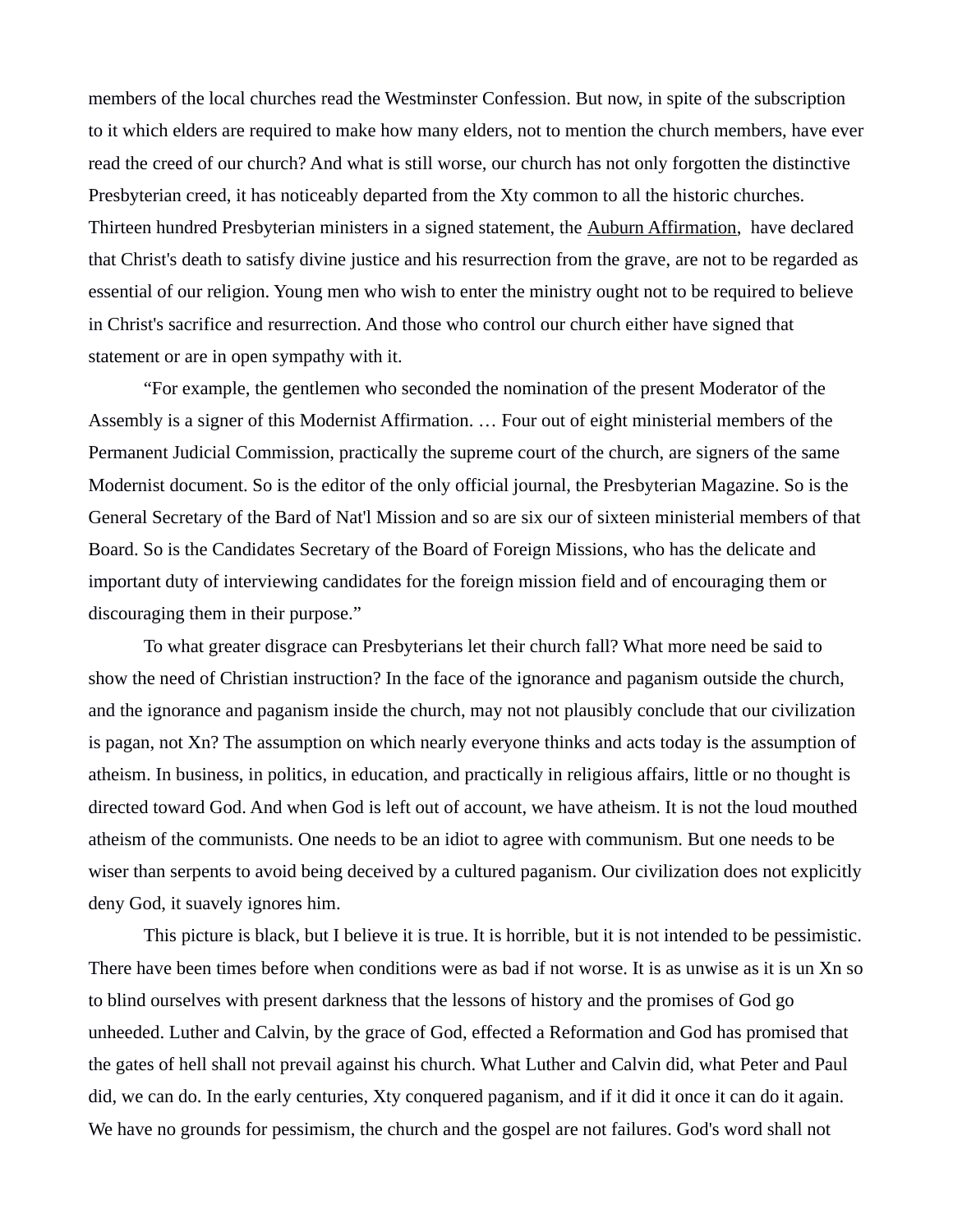members of the local churches read the Westminster Confession. But now, in spite of the subscription to it which elders are required to make how many elders, not to mention the church members, have ever read the creed of our church? And what is still worse, our church has not only forgotten the distinctive Presbyterian creed, it has noticeably departed from the Xty common to all the historic churches. Thirteen hundred Presbyterian ministers in a signed statement, the Auburn Affirmation, have declared that Christ's death to satisfy divine justice and his resurrection from the grave, are not to be regarded as essential of our religion. Young men who wish to enter the ministry ought not to be required to believe in Christ's sacrifice and resurrection. And those who control our church either have signed that statement or are in open sympathy with it.

"For example, the gentlemen who seconded the nomination of the present Moderator of the Assembly is a signer of this Modernist Affirmation. … Four out of eight ministerial members of the Permanent Judicial Commission, practically the supreme court of the church, are signers of the same Modernist document. So is the editor of the only official journal, the Presbyterian Magazine. So is the General Secretary of the Bard of Nat'l Mission and so are six our of sixteen ministerial members of that Board. So is the Candidates Secretary of the Board of Foreign Missions, who has the delicate and important duty of interviewing candidates for the foreign mission field and of encouraging them or discouraging them in their purpose."

To what greater disgrace can Presbyterians let their church fall? What more need be said to show the need of Christian instruction? In the face of the ignorance and paganism outside the church, and the ignorance and paganism inside the church, may not not plausibly conclude that our civilization is pagan, not Xn? The assumption on which nearly everyone thinks and acts today is the assumption of atheism. In business, in politics, in education, and practically in religious affairs, little or no thought is directed toward God. And when God is left out of account, we have atheism. It is not the loud mouthed atheism of the communists. One needs to be an idiot to agree with communism. But one needs to be wiser than serpents to avoid being deceived by a cultured paganism. Our civilization does not explicitly deny God, it suavely ignores him.

This picture is black, but I believe it is true. It is horrible, but it is not intended to be pessimistic. There have been times before when conditions were as bad if not worse. It is as unwise as it is un Xn so to blind ourselves with present darkness that the lessons of history and the promises of God go unheeded. Luther and Calvin, by the grace of God, effected a Reformation and God has promised that the gates of hell shall not prevail against his church. What Luther and Calvin did, what Peter and Paul did, we can do. In the early centuries, Xty conquered paganism, and if it did it once it can do it again. We have no grounds for pessimism, the church and the gospel are not failures. God's word shall not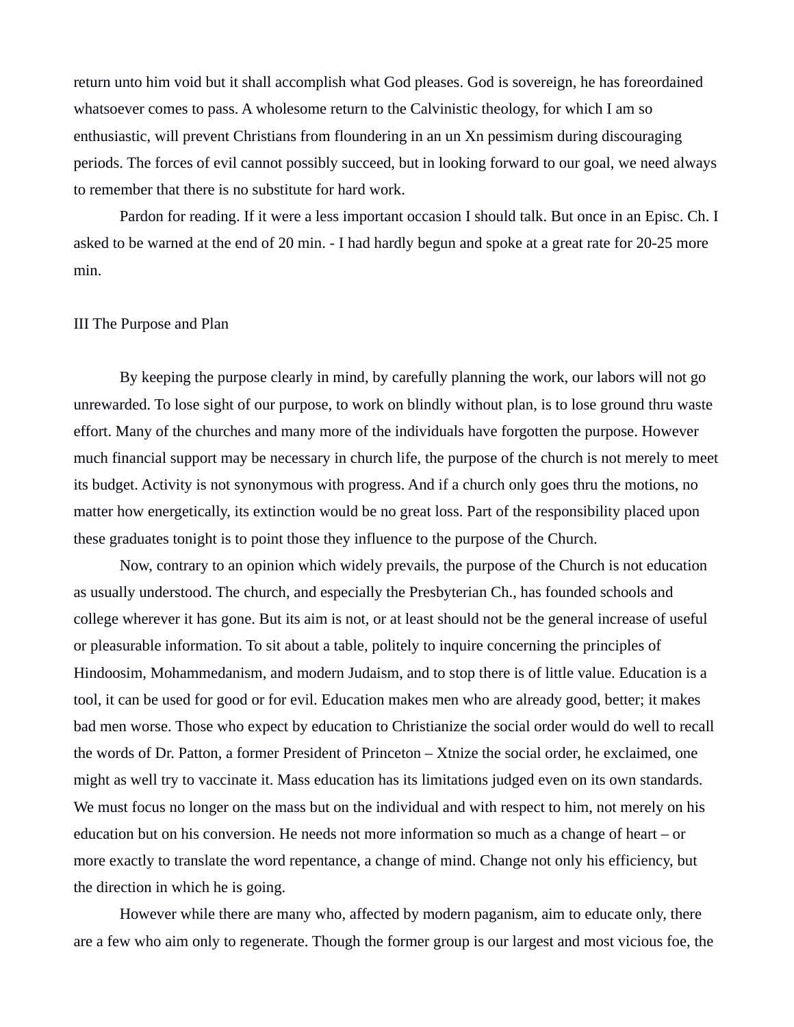return unto him void but it shall accomplish what God pleases. God is sovereign, he has foreordained whatsoever comes to pass. A wholesome return to the Calvinistic theology, for which I am so enthusiastic, will prevent Christians from floundering in an un Xn pessimism during discouraging periods. The forces of evil cannot possibly succeed, but in looking forward to our goal, we need always to remember that there is no substitute for hard work.

Pardon for reading. If it were a less important occasion I should talk. But once in an Episc. Ch. I asked to be warned at the end of 20 min. - I had hardly begun and spoke at a great rate for 20-25 more min.

III The Purpose and Plan

By keeping the purpose clearly in mind, by carefully planning the work, our labors will not go unrewarded. To lose sight of our purpose, to work on blindly without plan, is to lose ground thru waste effort. Many of the churches and many more of the individuals have forgotten the purpose. However much financial support may be necessary in church life, the purpose of the church is not merely to meet its budget. Activity is not synonymous with progress. And if a church only goes thru the motions, no matter how energetically, its extinction would be no great loss. Part of the responsibility placed upon these graduates tonight is to point those they influence to the purpose of the Church.

Now, contrary to an opinion which widely prevails, the purpose of the Church is not education as usually understood. The church, and especially the Presbyterian Ch., has founded schools and college wherever it has gone. But its aim is not, or at least should not be the general increase of useful or pleasurable information. To sit about a table, politely to inquire concerning the principles of Hindooism, Mohammedanism, and modern Judaism, and to stop there is of little value. Education is a tool, it can be used for good or for evil. Education makes men who are already good, better; it makes bad men worse. Those who expect by education to Christianize the social order would do well to recall the words of Dr. Patton, a former President of Princeton – Xtnize the social order, he exclaimed, one might as well try to vaccinate it. Mass education has its limitations judged even on its own standards. We must focus no longer on the mass but on the individual and with respect to him, not merely on his education but on his conversion. He needs not more information so much as a change of heart – or more exactly to translate the word repentance, a change of mind. Change not only his efficiency, but the direction in which he is going.

However while there are many who, affected by modern paganism, aim to educate only, there are a few who aim only to regenerate. Though the former group is our largest and most vicious foe, the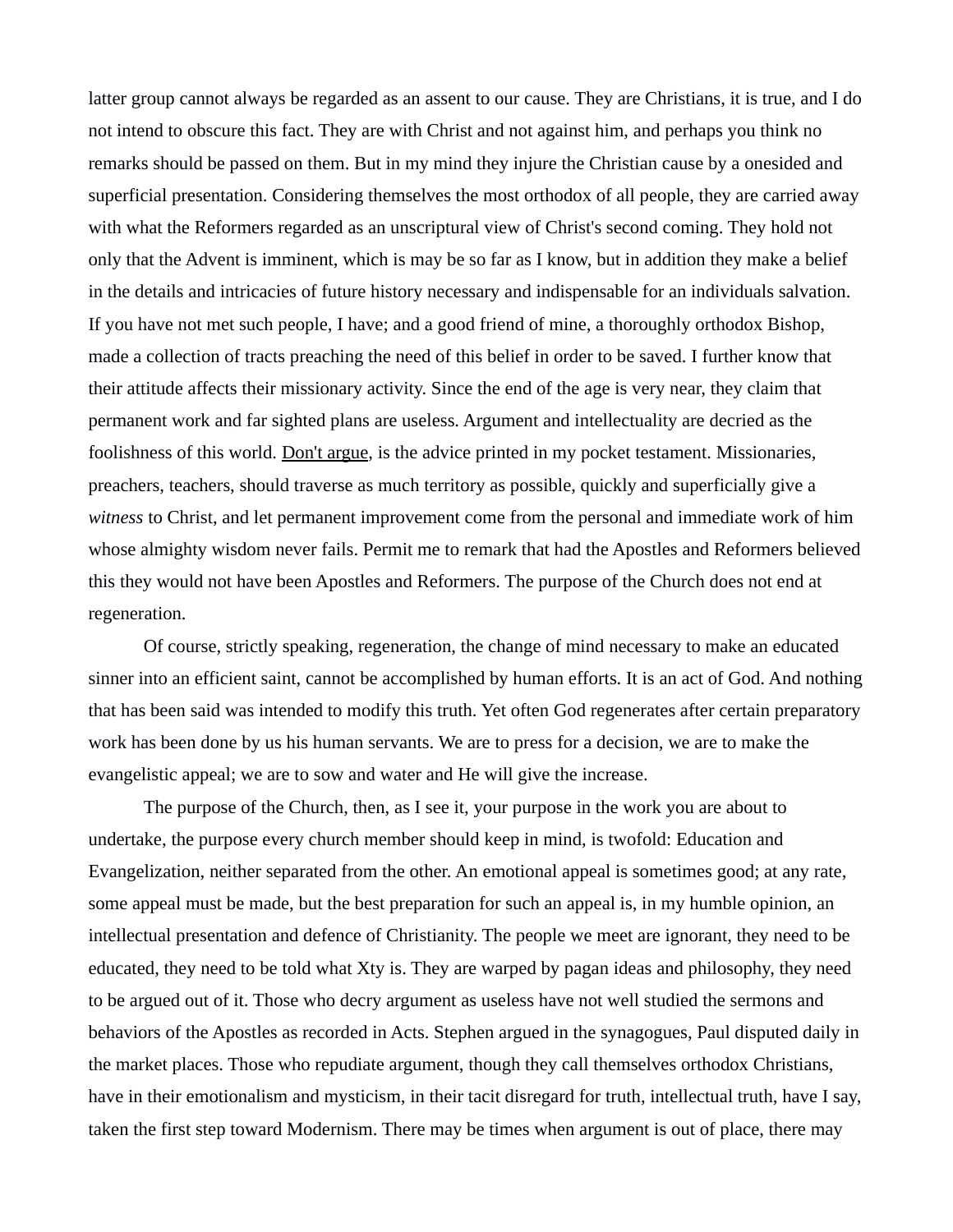latter group cannot always be regarded as an assent to our cause. They are Christians, it is true, and I do not intend to obscure this fact. They are with Christ and not against him, and perhaps you think no remarks should be passed on them. But in my mind they injure the Christian cause by a onesided and superficial presentation. Considering themselves the most orthodox of all people, they are carried away with what the Reformers regarded as an unscriptural view of Christ's second coming. They hold not only that the Advent is imminent, which is may be so far as I know, but in addition they make a belief in the details and intricacies of future history necessary and indispensable for an individuals salvation. If you have not met such people, I have; and a good friend of mine, a thoroughly orthodox Bishop, made a collection of tracts preaching the need of this belief in order to be saved. I further know that their attitude affects their missionary activity. Since the end of the age is very near, they claim that permanent work and far sighted plans are useless. Argument and intellectuality are decried as the foolishness of this world. <u>Don't argue</u>, is the advice printed in my pocket testament. Missionaries, preachers, teachers, should traverse as much territory as possible, quickly and superficially give a *witness* to Christ, and let permanent improvement come from the personal and immediate work of him whose almighty wisdom never fails. Permit me to remark that had the Apostles and Reformers believed this they would not have been Apostles and Reformers. The purpose of the Church does not end at regeneration.

Of course, strictly speaking, regeneration, the change of mind necessary to make an educated sinner into an efficient saint, cannot be accomplished by human efforts. It is an act of God. And nothing that has been said was intended to modify this truth. Yet often God regenerates after certain preparatory work has been done by us his human servants. We are to press for a decision, we are to make the evangelistic appeal; we are to sow and water and He will give the increase.

The purpose of the Church, then, as I see it, your purpose in the work you are about to undertake, the purpose every church member should keep in mind, is twofold: Education and Evangelization, neither separated from the other. An emotional appeal is sometimes good; at any rate, some appeal must be made, but the best preparation for such an appeal is, in my humble opinion, an intellectual presentation and defence of Christianity. The people we meet are ignorant, they need to be educated, they need to be told what Xty is. They are warped by pagan ideas and philosophy, they need to be argued out of it. Those who decry argument as useless have not well studied the sermons and behaviors of the Apostles as recorded in Acts. Stephen argued in the synagogues, Paul disputed daily in the market places. Those who repudiate argument, though they call themselves orthodox Christians, have in their emotionalism and mysticism, in their tacit disregard for truth, intellectual truth, have I say, taken the first step toward Modernism. There may be times when argument is out of place, there may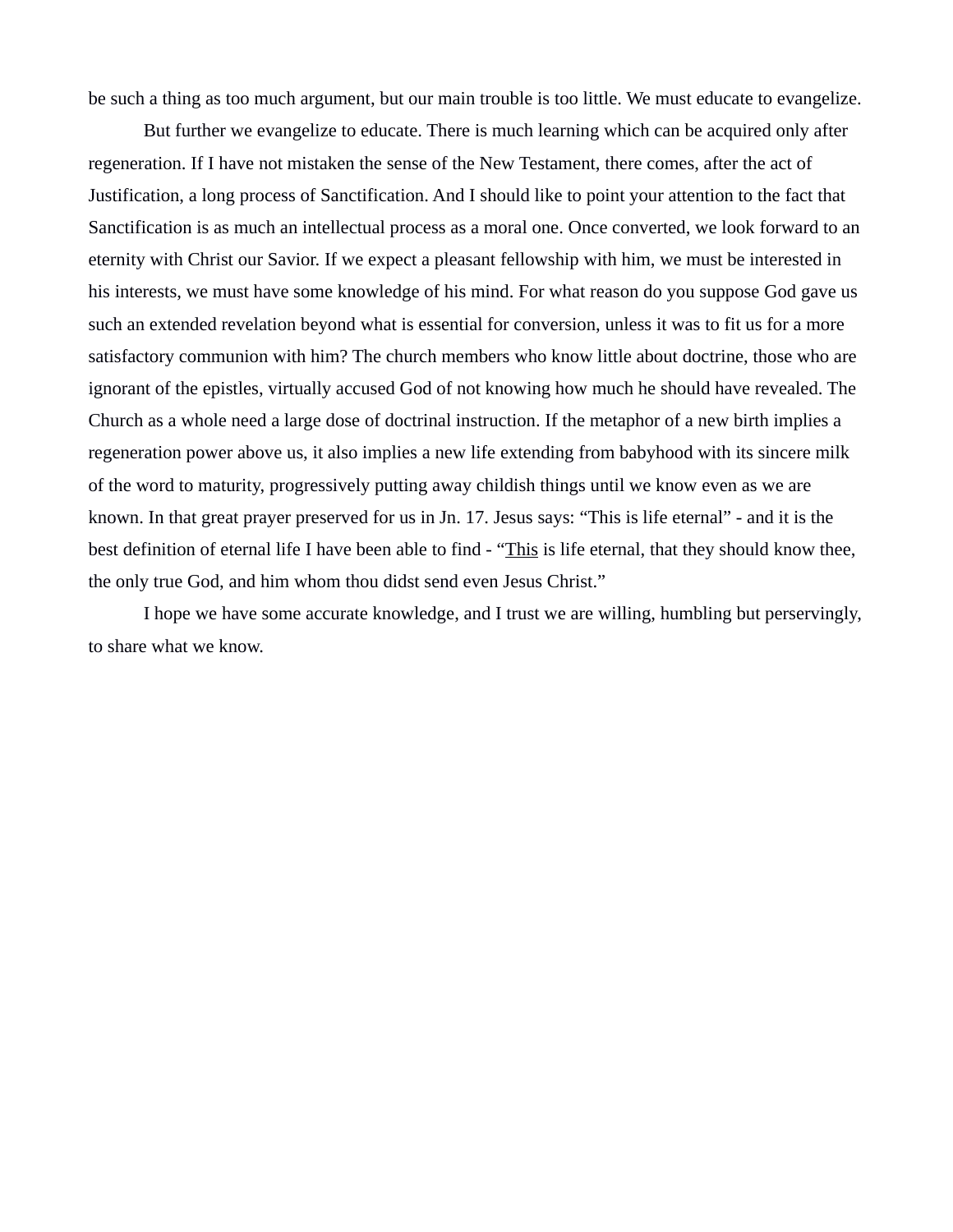be such a thing as too much argument, but our main trouble is too little. We must educate to evangelize.

But further we evangelize to educate. There is much learning which can be acquired only after regeneration. If I have not mistaken the sense of the New Testament, there comes, after the act of Justification, a long process of Sanctification. And I should like to point your attention to the fact that Sanctification is as much an intellectual process as a moral one. Once converted, we look forward to an eternity with Christ our Savior. If we expect a pleasant fellowship with him, we must be interested in his interests, we must have some knowledge of his mind. For what reason do you suppose God gave us such an extended revelation beyond what is essential for conversion, unless it was to fit us for a more satisfactory communion with him? The church members who know little about doctrine, those who are ignorant of the epistles, virtually accused God of not knowing how much he should have revealed. The Church as a whole need a large dose of doctrinal instruction. If the metaphor of a new birth implies a regeneration power above us, it also implies a new life extending from babyhood with its sincere milk of the word to maturity, progressively putting away childish things until we know even as we are known. In that great prayer preserved for us in Jn. 17. Jesus says: "This is life eternal" - and it is the best definition of eternal life I have been able to find - "<u>This</u> is life eternal, that they should know thee, the only true God, and him whom thou didst send even Jesus Christ."

I hope we have some accurate knowledge, and I trust we are willing, humbling but perservingly, to share what we know.